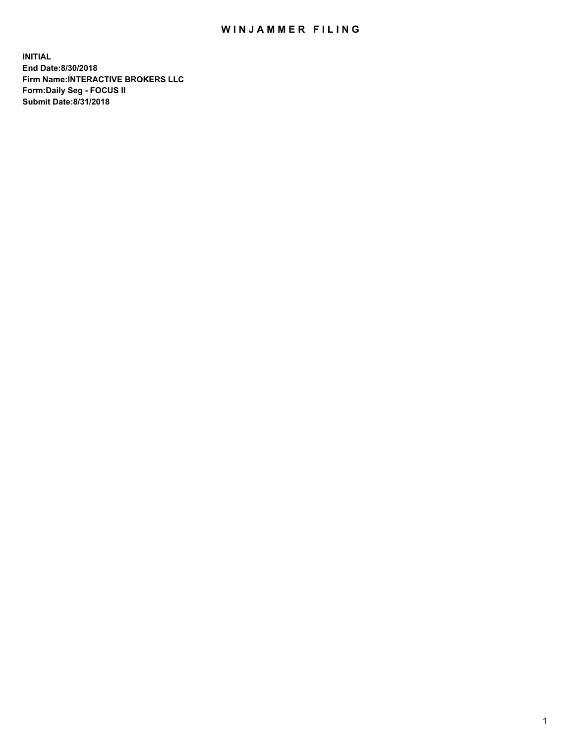# WINJAMMER FILING

**INITIAL**
**End Date:8/30/2018**
**Firm Name:INTERACTIVE BROKERS LLC**
**Form:Daily Seg - FOCUS II**
**Submit Date:8/31/2018**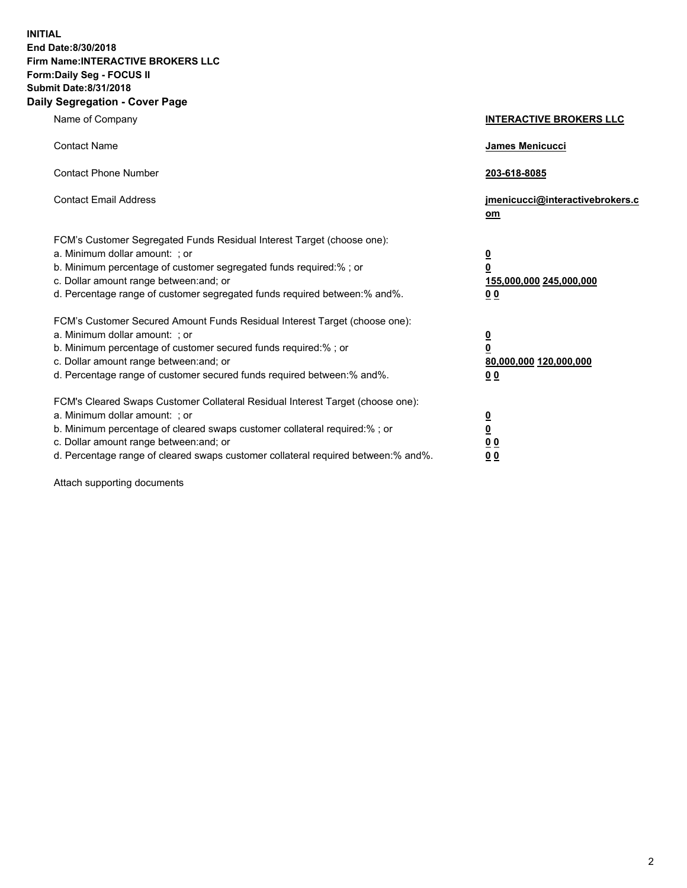**INITIAL**
**End Date:8/30/2018**
**Firm Name:INTERACTIVE BROKERS LLC**
**Form:Daily Seg - FOCUS II**
**Submit Date:8/31/2018**
**Daily Segregation - Cover Page**

| | |
|---|---|
| Name of Company | **INTERACTIVE BROKERS LLC** |
| Contact Name | **James Menicucci** |
| Contact Phone Number | **203-618-8085** |
| Contact Email Address | **jmenicucci@interactivebrokers.com** |
| FCM's Customer Segregated Funds Residual Interest Target (choose one): | |
| a. Minimum dollar amount: ; or | **0** |
| b. Minimum percentage of customer segregated funds required:% ; or | **0** |
| c. Dollar amount range between:and; or | **155,000,000 245,000,000** |
| d. Percentage range of customer segregated funds required between:% and%. | **0 0** |
| FCM's Customer Secured Amount Funds Residual Interest Target (choose one): | |
| a. Minimum dollar amount: ; or | **0** |
| b. Minimum percentage of customer secured funds required:% ; or | **0** |
| c. Dollar amount range between:and; or | **80,000,000 120,000,000** |
| d. Percentage range of customer secured funds required between:% and%. | **0 0** |
| FCM's Cleared Swaps Customer Collateral Residual Interest Target (choose one): | |
| a. Minimum dollar amount: ; or | **0** |
| b. Minimum percentage of cleared swaps customer collateral required:% ; or | **0** |
| c. Dollar amount range between:and; or | **0 0** |
| d. Percentage range of cleared swaps customer collateral required between:% and%. | **0 0** |

Attach supporting documents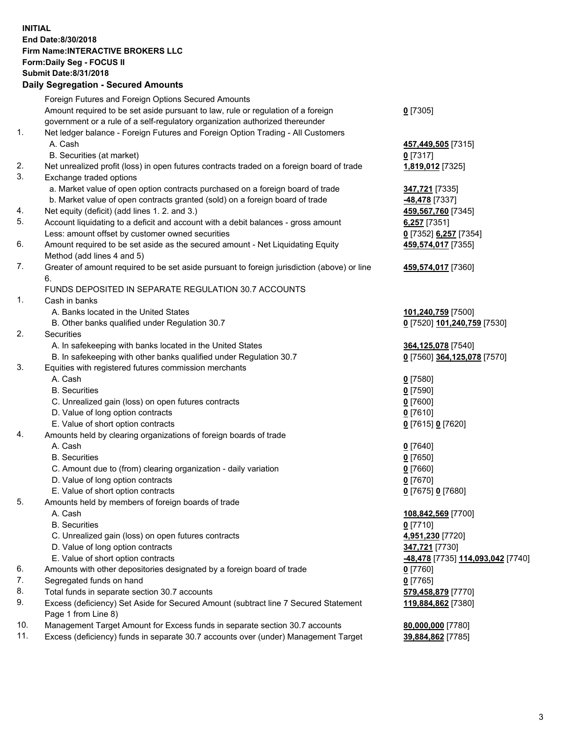**INITIAL**
**End Date:8/30/2018**
**Firm Name:INTERACTIVE BROKERS LLC**
**Form:Daily Seg - FOCUS II**
**Submit Date:8/31/2018**

## Daily Segregation - Secured Amounts

| | | |
|---|---|---|
| | Foreign Futures and Foreign Options Secured Amounts | |
| | Amount required to be set aside pursuant to law, rule or regulation of a foreign government or a rule of a self-regulatory organization authorized thereunder | **0** [7305] |
| 1. | Net ledger balance - Foreign Futures and Foreign Option Trading - All Customers | |
| | A. Cash | **457,449,505** [7315] |
| | B. Securities (at market) | **0** [7317] |
| 2. | Net unrealized profit (loss) in open futures contracts traded on a foreign board of trade | **1,819,012** [7325] |
| 3. | Exchange traded options | |
| | a. Market value of open option contracts purchased on a foreign board of trade | **347,721** [7335] |
| | b. Market value of open contracts granted (sold) on a foreign board of trade | **-48,478** [7337] |
| 4. | Net equity (deficit) (add lines 1. 2. and 3.) | **459,567,760** [7345] |
| 5. | Account liquidating to a deficit and account with a debit balances - gross amount | **6,257** [7351] |
| | Less: amount offset by customer owned securities | **0** [7352] **6,257** [7354] |
| 6. | Amount required to be set aside as the secured amount - Net Liquidating Equity Method (add lines 4 and 5) | **459,574,017** [7355] |
| 7. | Greater of amount required to be set aside pursuant to foreign jurisdiction (above) or line 6. | **459,574,017** [7360] |
| | FUNDS DEPOSITED IN SEPARATE REGULATION 30.7 ACCOUNTS | |
| 1. | Cash in banks | |
| | A. Banks located in the United States | **101,240,759** [7500] |
| | B. Other banks qualified under Regulation 30.7 | **0** [7520] **101,240,759** [7530] |
| 2. | Securities | |
| | A. In safekeeping with banks located in the United States | **364,125,078** [7540] |
| | B. In safekeeping with other banks qualified under Regulation 30.7 | **0** [7560] **364,125,078** [7570] |
| 3. | Equities with registered futures commission merchants | |
| | A. Cash | **0** [7580] |
| | B. Securities | **0** [7590] |
| | C. Unrealized gain (loss) on open futures contracts | **0** [7600] |
| | D. Value of long option contracts | **0** [7610] |
| | E. Value of short option contracts | **0** [7615] **0** [7620] |
| 4. | Amounts held by clearing organizations of foreign boards of trade | |
| | A. Cash | **0** [7640] |
| | B. Securities | **0** [7650] |
| | C. Amount due to (from) clearing organization - daily variation | **0** [7660] |
| | D. Value of long option contracts | **0** [7670] |
| | E. Value of short option contracts | **0** [7675] **0** [7680] |
| 5. | Amounts held by members of foreign boards of trade | |
| | A. Cash | **108,842,569** [7700] |
| | B. Securities | **0** [7710] |
| | C. Unrealized gain (loss) on open futures contracts | **4,951,230** [7720] |
| | D. Value of long option contracts | **347,721** [7730] |
| | E. Value of short option contracts | **-48,478** [7735] **114,093,042** [7740] |
| 6. | Amounts with other depositories designated by a foreign board of trade | **0** [7760] |
| 7. | Segregated funds on hand | **0** [7765] |
| 8. | Total funds in separate section 30.7 accounts | **579,458,879** [7770] |
| 9. | Excess (deficiency) Set Aside for Secured Amount (subtract line 7 Secured Statement Page 1 from Line 8) | **119,884,862** [7380] |
| 10. | Management Target Amount for Excess funds in separate section 30.7 accounts | **80,000,000** [7780] |
| 11. | Excess (deficiency) funds in separate 30.7 accounts over (under) Management Target | **39,884,862** [7785] |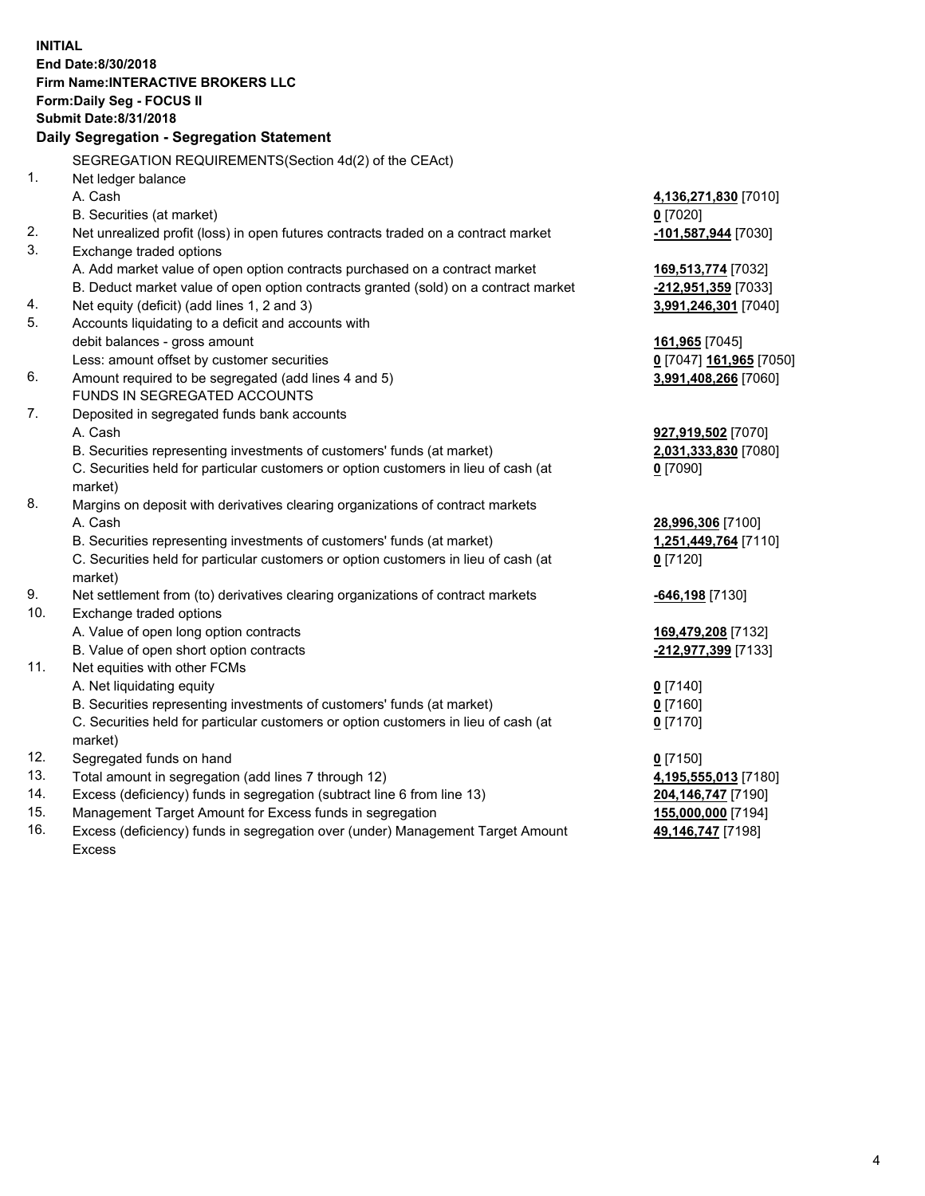**INITIAL**
**End Date:8/30/2018**
**Firm Name:INTERACTIVE BROKERS LLC**
**Form:Daily Seg - FOCUS II**
**Submit Date:8/31/2018**

**Daily Segregation - Segregation Statement**

SEGREGATION REQUIREMENTS(Section 4d(2) of the CEAct)

| | | |
|---|---|---|
| 1. | Net ledger balance | |
| | A. Cash | **4,136,271,830** [7010] |
| | B. Securities (at market) | **0** [7020] |
| 2. | Net unrealized profit (loss) in open futures contracts traded on a contract market | **-101,587,944** [7030] |
| 3. | Exchange traded options | |
| | A. Add market value of open option contracts purchased on a contract market | **169,513,774** [7032] |
| | B. Deduct market value of open option contracts granted (sold) on a contract market | **-212,951,359** [7033] |
| 4. | Net equity (deficit) (add lines 1, 2 and 3) | **3,991,246,301** [7040] |
| 5. | Accounts liquidating to a deficit and accounts with debit balances - gross amount | **161,965** [7045] |
| | Less: amount offset by customer securities | **0** [7047] **161,965** [7050] |
| 6. | Amount required to be segregated (add lines 4 and 5) | **3,991,408,266** [7060] |
| | FUNDS IN SEGREGATED ACCOUNTS | |
| 7. | Deposited in segregated funds bank accounts | |
| | A. Cash | **927,919,502** [7070] |
| | B. Securities representing investments of customers' funds (at market) | **2,031,333,830** [7080] |
| | C. Securities held for particular customers or option customers in lieu of cash (at market) | **0** [7090] |
| 8. | Margins on deposit with derivatives clearing organizations of contract markets | |
| | A. Cash | **28,996,306** [7100] |
| | B. Securities representing investments of customers' funds (at market) | **1,251,449,764** [7110] |
| | C. Securities held for particular customers or option customers in lieu of cash (at market) | **0** [7120] |
| 9. | Net settlement from (to) derivatives clearing organizations of contract markets | **-646,198** [7130] |
| 10. | Exchange traded options | |
| | A. Value of open long option contracts | **169,479,208** [7132] |
| | B. Value of open short option contracts | **-212,977,399** [7133] |
| 11. | Net equities with other FCMs | |
| | A. Net liquidating equity | **0** [7140] |
| | B. Securities representing investments of customers' funds (at market) | **0** [7160] |
| | C. Securities held for particular customers or option customers in lieu of cash (at market) | **0** [7170] |
| 12. | Segregated funds on hand | **0** [7150] |
| 13. | Total amount in segregation (add lines 7 through 12) | **4,195,555,013** [7180] |
| 14. | Excess (deficiency) funds in segregation (subtract line 6 from line 13) | **204,146,747** [7190] |
| 15. | Management Target Amount for Excess funds in segregation | **155,000,000** [7194] |
| 16. | Excess (deficiency) funds in segregation over (under) Management Target Amount Excess | **49,146,747** [7198] |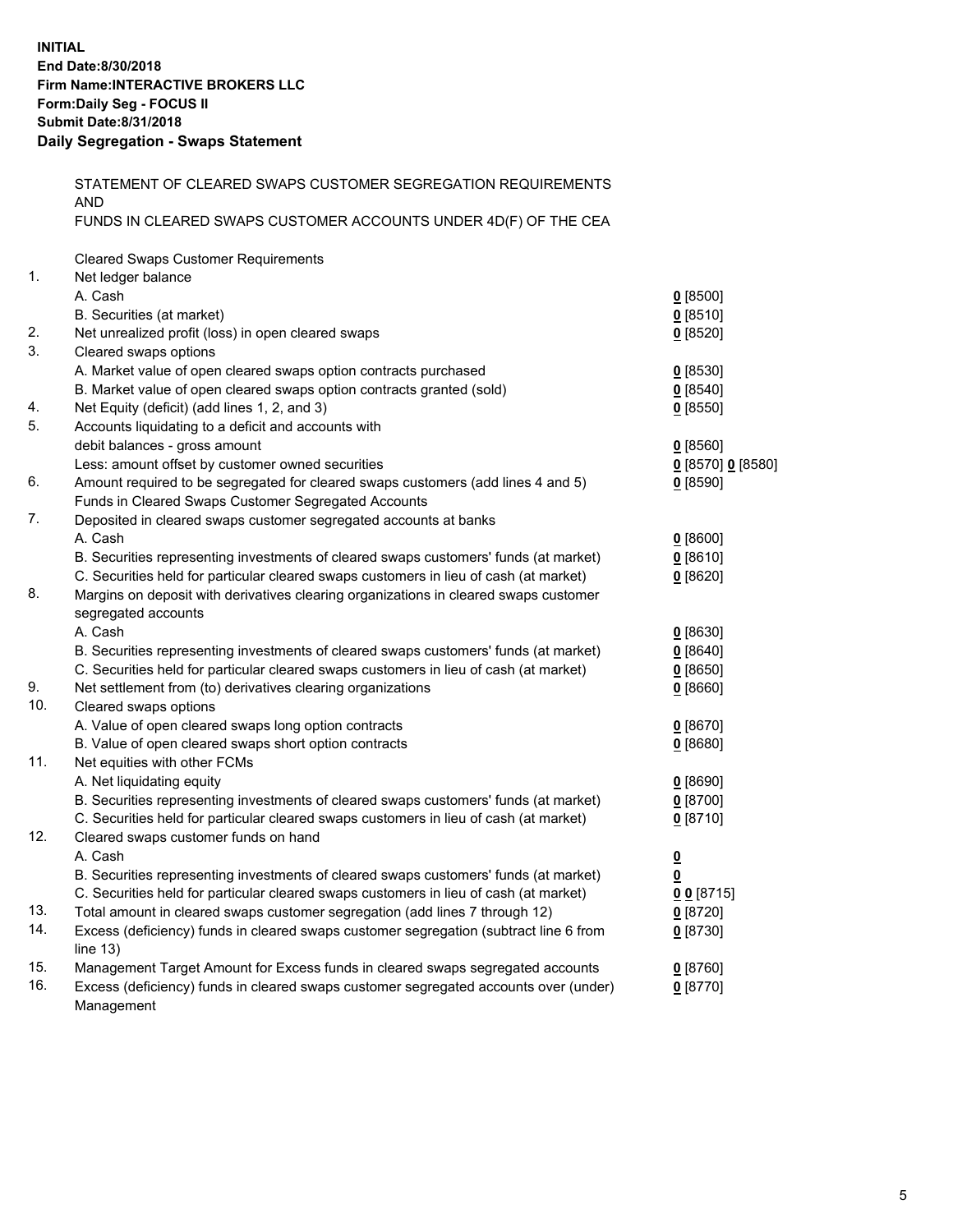**INITIAL**
**End Date:8/30/2018**
**Firm Name:INTERACTIVE BROKERS LLC**
**Form:Daily Seg - FOCUS II**
**Submit Date:8/31/2018**
**Daily Segregation - Swaps Statement**

STATEMENT OF CLEARED SWAPS CUSTOMER SEGREGATION REQUIREMENTS AND FUNDS IN CLEARED SWAPS CUSTOMER ACCOUNTS UNDER 4D(F) OF THE CEA

| | | |
|---|---|---|
| | Cleared Swaps Customer Requirements | |
| 1. | Net ledger balance | |
| | A. Cash | 0 [8500] |
| | B. Securities (at market) | 0 [8510] |
| 2. | Net unrealized profit (loss) in open cleared swaps | 0 [8520] |
| 3. | Cleared swaps options | |
| | A. Market value of open cleared swaps option contracts purchased | 0 [8530] |
| | B. Market value of open cleared swaps option contracts granted (sold) | 0 [8540] |
| 4. | Net Equity (deficit) (add lines 1, 2, and 3) | 0 [8550] |
| 5. | Accounts liquidating to a deficit and accounts with debit balances - gross amount | 0 [8560] |
| | Less: amount offset by customer owned securities | 0 [8570] 0 [8580] |
| 6. | Amount required to be segregated for cleared swaps customers (add lines 4 and 5) | 0 [8590] |
| | Funds in Cleared Swaps Customer Segregated Accounts | |
| 7. | Deposited in cleared swaps customer segregated accounts at banks | |
| | A. Cash | 0 [8600] |
| | B. Securities representing investments of cleared swaps customers' funds (at market) | 0 [8610] |
| | C. Securities held for particular cleared swaps customers in lieu of cash (at market) | 0 [8620] |
| 8. | Margins on deposit with derivatives clearing organizations in cleared swaps customer segregated accounts | |
| | A. Cash | 0 [8630] |
| | B. Securities representing investments of cleared swaps customers' funds (at market) | 0 [8640] |
| | C. Securities held for particular cleared swaps customers in lieu of cash (at market) | 0 [8650] |
| 9. | Net settlement from (to) derivatives clearing organizations | 0 [8660] |
| 10. | Cleared swaps options | |
| | A. Value of open cleared swaps long option contracts | 0 [8670] |
| | B. Value of open cleared swaps short option contracts | 0 [8680] |
| 11. | Net equities with other FCMs | |
| | A. Net liquidating equity | 0 [8690] |
| | B. Securities representing investments of cleared swaps customers' funds (at market) | 0 [8700] |
| | C. Securities held for particular cleared swaps customers in lieu of cash (at market) | 0 [8710] |
| 12. | Cleared swaps customer funds on hand | |
| | A. Cash | 0 |
| | B. Securities representing investments of cleared swaps customers' funds (at market) | 0 |
| | C. Securities held for particular cleared swaps customers in lieu of cash (at market) | 0 0 [8715] |
| 13. | Total amount in cleared swaps customer segregation (add lines 7 through 12) | 0 [8720] |
| 14. | Excess (deficiency) funds in cleared swaps customer segregation (subtract line 6 from line 13) | 0 [8730] |
| 15. | Management Target Amount for Excess funds in cleared swaps segregated accounts | 0 [8760] |
| 16. | Excess (deficiency) funds in cleared swaps customer segregated accounts over (under) Management | 0 [8770] |